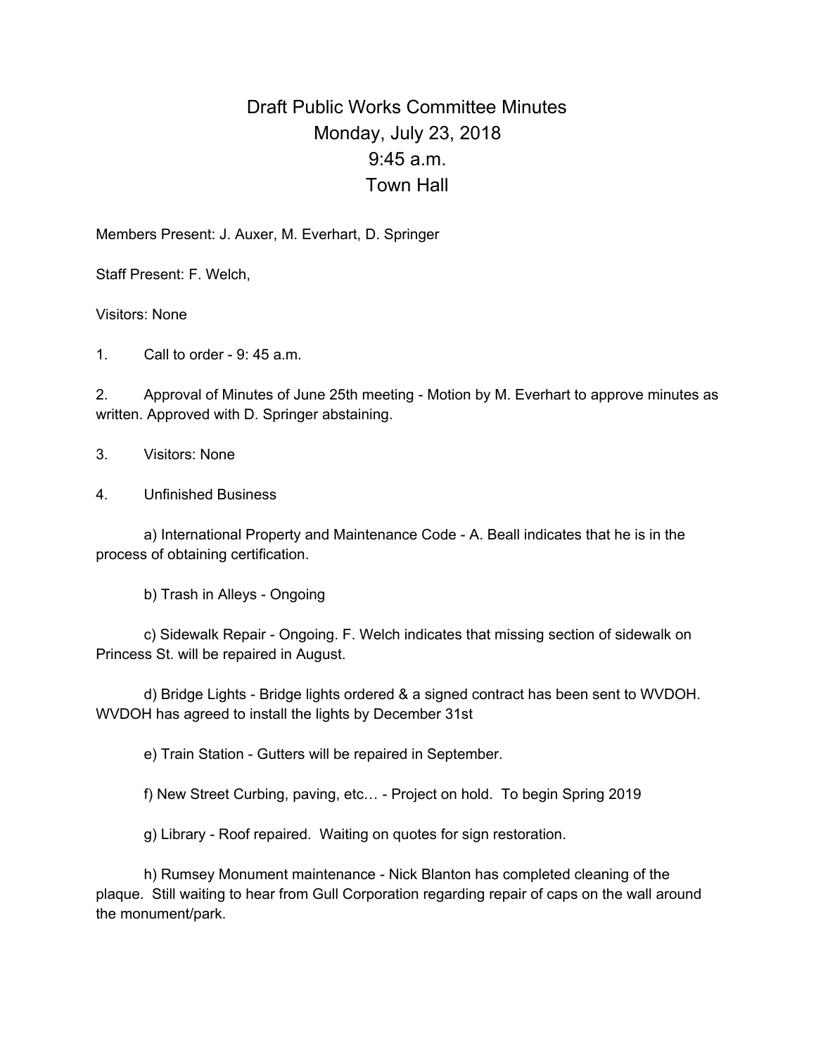# Draft Public Works Committee Minutes
# Monday, July 23, 2018
# 9:45 a.m.
# Town Hall

Members Present: J. Auxer, M. Everhart, D. Springer

Staff Present: F. Welch,

Visitors: None

1. Call to order - 9: 45 a.m.

2. Approval of Minutes of June 25th meeting - Motion by M. Everhart to approve minutes as written. Approved with D. Springer abstaining.

3. Visitors: None

4. Unfinished Business

   a) International Property and Maintenance Code - A. Beall indicates that he is in the process of obtaining certification.

   b) Trash in Alleys - Ongoing

   c) Sidewalk Repair - Ongoing. F. Welch indicates that missing section of sidewalk on Princess St. will be repaired in August.

   d) Bridge Lights - Bridge lights ordered & a signed contract has been sent to WVDOH. WVDOH has agreed to install the lights by December 31st

   e) Train Station - Gutters will be repaired in September.

   f) New Street Curbing, paving, etc… - Project on hold. To begin Spring 2019

   g) Library - Roof repaired. Waiting on quotes for sign restoration.

   h) Rumsey Monument maintenance - Nick Blanton has completed cleaning of the plaque. Still waiting to hear from Gull Corporation regarding repair of caps on the wall around the monument/park.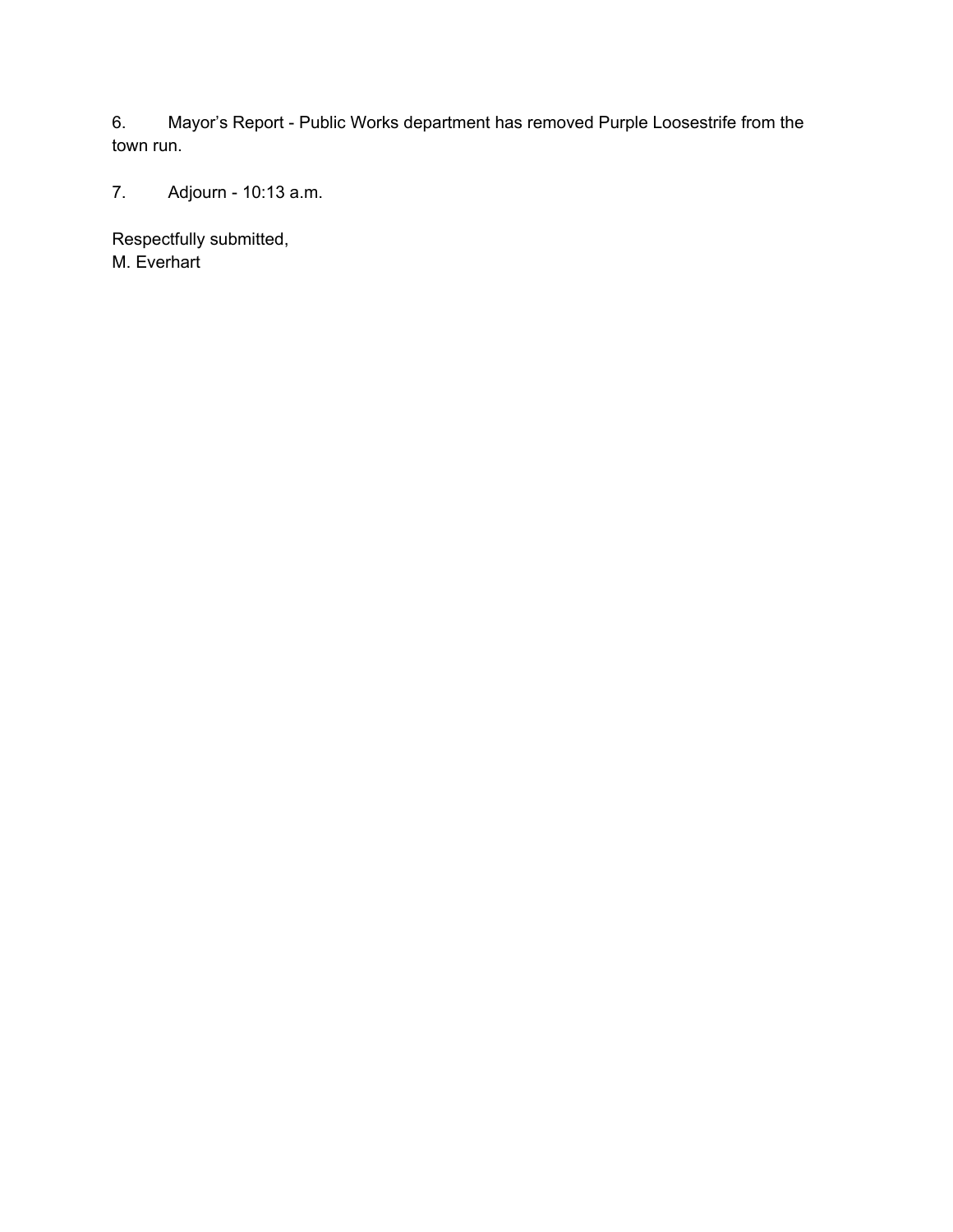6. Mayor's Report - Public Works department has removed Purple Loosestrife from the town run.

7. Adjourn - 10:13 a.m.

Respectfully submitted,
M. Everhart